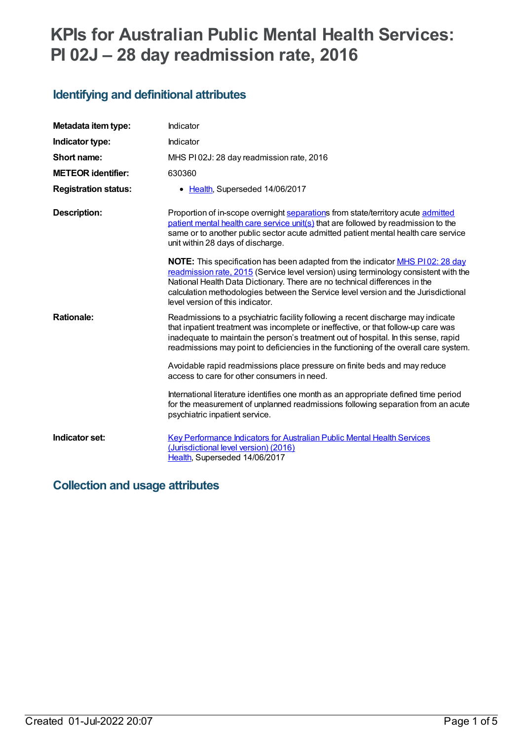# KPIs for Australian Public Mental Health Services: PI 02J – 28 day readmission rate, 2016

## Identifying and definitional attributes

| | |
|---|---|
| **Metadata item type:** | Indicator |
| **Indicator type:** | Indicator |
| **Short name:** | MHS PI 02J: 28 day readmission rate, 2016 |
| **METEOR identifier:** | 630360 |
| **Registration status:** | • Health, Superseded 14/06/2017 |
| **Description:** | Proportion of in-scope overnight separations from state/territory acute admitted patient mental health care service unit(s) that are followed by readmission to the same or to another public sector acute admitted patient mental health care service unit within 28 days of discharge.<br><br>**NOTE:** This specification has been adapted from the indicator MHS PI 02: 28 day readmission rate, 2015 (Service level version) using terminology consistent with the National Health Data Dictionary. There are no technical differences in the calculation methodologies between the Service level version and the Jurisdictional level version of this indicator. |
| **Rationale:** | Readmissions to a psychiatric facility following a recent discharge may indicate that inpatient treatment was incomplete or ineffective, or that follow-up care was inadequate to maintain the person's treatment out of hospital. In this sense, rapid readmissions may point to deficiencies in the functioning of the overall care system.<br><br>Avoidable rapid readmissions place pressure on finite beds and may reduce access to care for other consumers in need.<br><br>International literature identifies one month as an appropriate defined time period for the measurement of unplanned readmissions following separation from an acute psychiatric inpatient service. |
| **Indicator set:** | Key Performance Indicators for Australian Public Mental Health Services (Jurisdictional level version) (2016)<br>Health, Superseded 14/06/2017 |

## Collection and usage attributes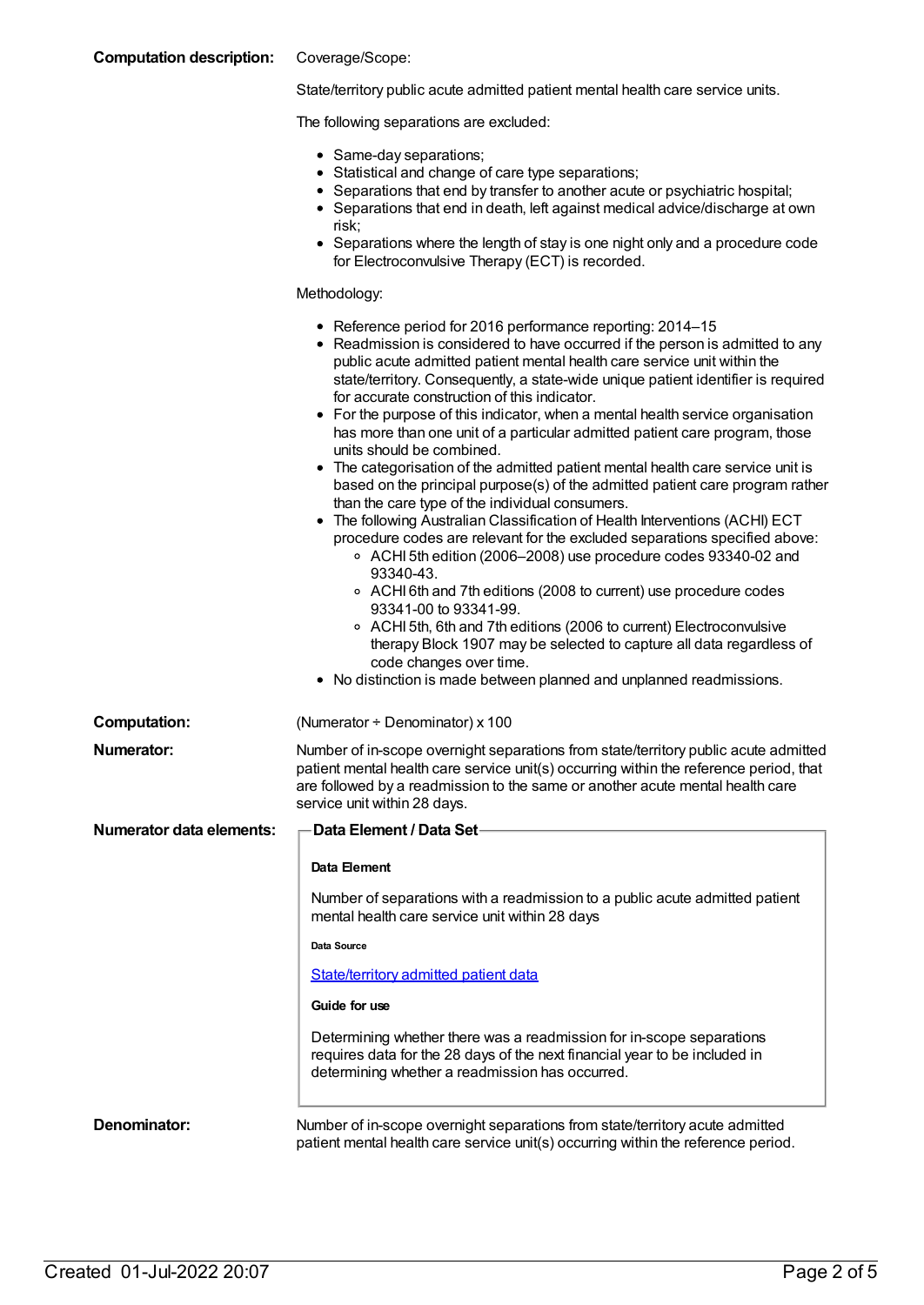**Computation description:**

Coverage/Scope:

State/territory public acute admitted patient mental health care service units.

The following separations are excluded:

- Same-day separations;
- Statistical and change of care type separations;
- Separations that end by transfer to another acute or psychiatric hospital;
- Separations that end in death, left against medical advice/discharge at own risk;
- Separations where the length of stay is one night only and a procedure code for Electroconvulsive Therapy (ECT) is recorded.

Methodology:

- Reference period for 2016 performance reporting: 2014–15
- Readmission is considered to have occurred if the person is admitted to any public acute admitted patient mental health care service unit within the state/territory. Consequently, a state-wide unique patient identifier is required for accurate construction of this indicator.
- For the purpose of this indicator, when a mental health service organisation has more than one unit of a particular admitted patient care program, those units should be combined.
- The categorisation of the admitted patient mental health care service unit is based on the principal purpose(s) of the admitted patient care program rather than the care type of the individual consumers.
- The following Australian Classification of Health Interventions (ACHI) ECT procedure codes are relevant for the excluded separations specified above:
    - ACHI 5th edition (2006–2008) use procedure codes 93340-02 and 93340-43.
    - ACHI 6th and 7th editions (2008 to current) use procedure codes 93341-00 to 93341-99.
    - ACHI 5th, 6th and 7th editions (2006 to current) Electroconvulsive therapy Block 1907 may be selected to capture all data regardless of code changes over time.
- No distinction is made between planned and unplanned readmissions.

**Computation:**

(Numerator ÷ Denominator) x 100

**Numerator:**

Number of in-scope overnight separations from state/territory public acute admitted patient mental health care service unit(s) occurring within the reference period, that are followed by a readmission to the same or another acute mental health care service unit within 28 days.

**Numerator data elements:**

**Data Element / Data Set**

**Data Element**

Number of separations with a readmission to a public acute admitted patient mental health care service unit within 28 days

**Data Source**

State/territory admitted patient data

**Guide for use**

Determining whether there was a readmission for in-scope separations requires data for the 28 days of the next financial year to be included in determining whether a readmission has occurred.

**Denominator:**

Number of in-scope overnight separations from state/territory acute admitted patient mental health care service unit(s) occurring within the reference period.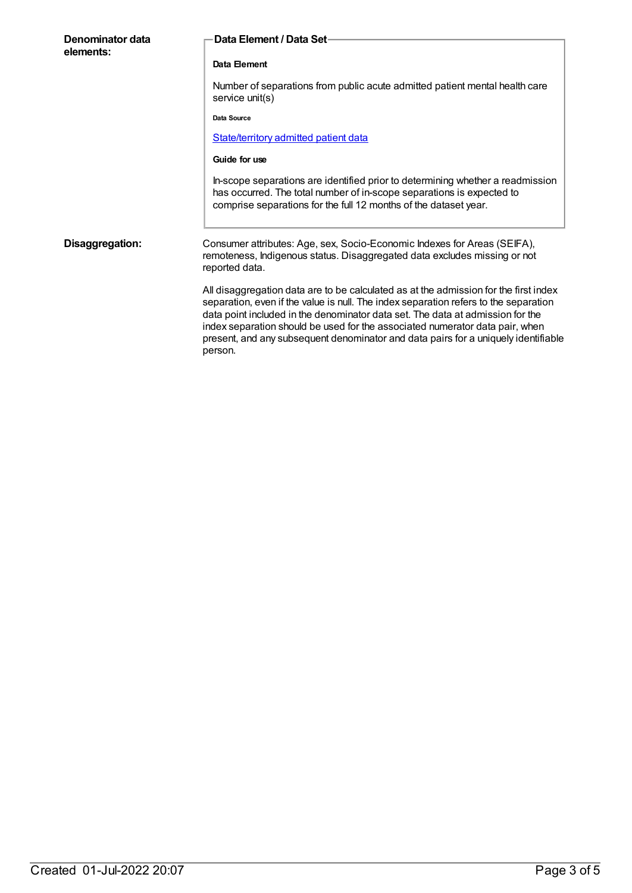**Denominator data elements:**

**Data Element / Data Set**

**Data Element**

Number of separations from public acute admitted patient mental health care service unit(s)

**Data Source**

[State/territory admitted patient data]

**Guide for use**

In-scope separations are identified prior to determining whether a readmission has occurred. The total number of in-scope separations is expected to comprise separations for the full 12 months of the dataset year.

**Disaggregation:**

Consumer attributes: Age, sex, Socio-Economic Indexes for Areas (SEIFA), remoteness, Indigenous status. Disaggregated data excludes missing or not reported data.

All disaggregation data are to be calculated as at the admission for the first index separation, even if the value is null. The index separation refers to the separation data point included in the denominator data set. The data at admission for the index separation should be used for the associated numerator data pair, when present, and any subsequent denominator and data pairs for a uniquely identifiable person.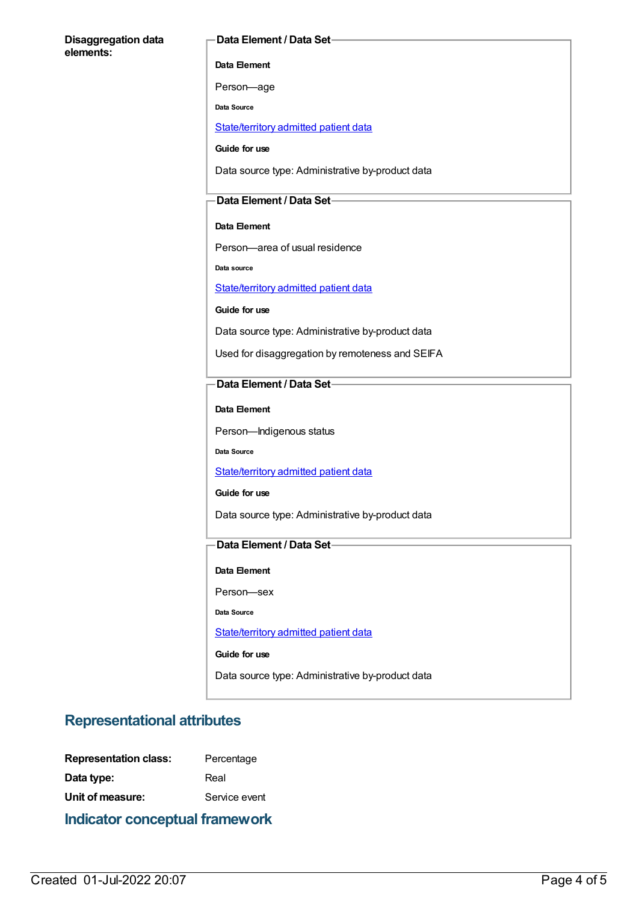**Disaggregation data elements:**

**Data Element / Data Set**

**Data Element**

Person—age

**Data Source**

State/territory admitted patient data

**Guide for use**

Data source type: Administrative by-product data

**Data Element / Data Set**

**Data Element**

Person—area of usual residence

**Data source**

State/territory admitted patient data

**Guide for use**

Data source type: Administrative by-product data

Used for disaggregation by remoteness and SEIFA

**Data Element / Data Set**

**Data Element**

Person—Indigenous status

**Data Source**

State/territory admitted patient data

**Guide for use**

Data source type: Administrative by-product data

**Data Element / Data Set**

**Data Element**

Person—sex

**Data Source**

State/territory admitted patient data

**Guide for use**

Data source type: Administrative by-product data

## Representational attributes

**Representation class:** Percentage

**Data type:** Real

**Unit of measure:** Service event

## Indicator conceptual framework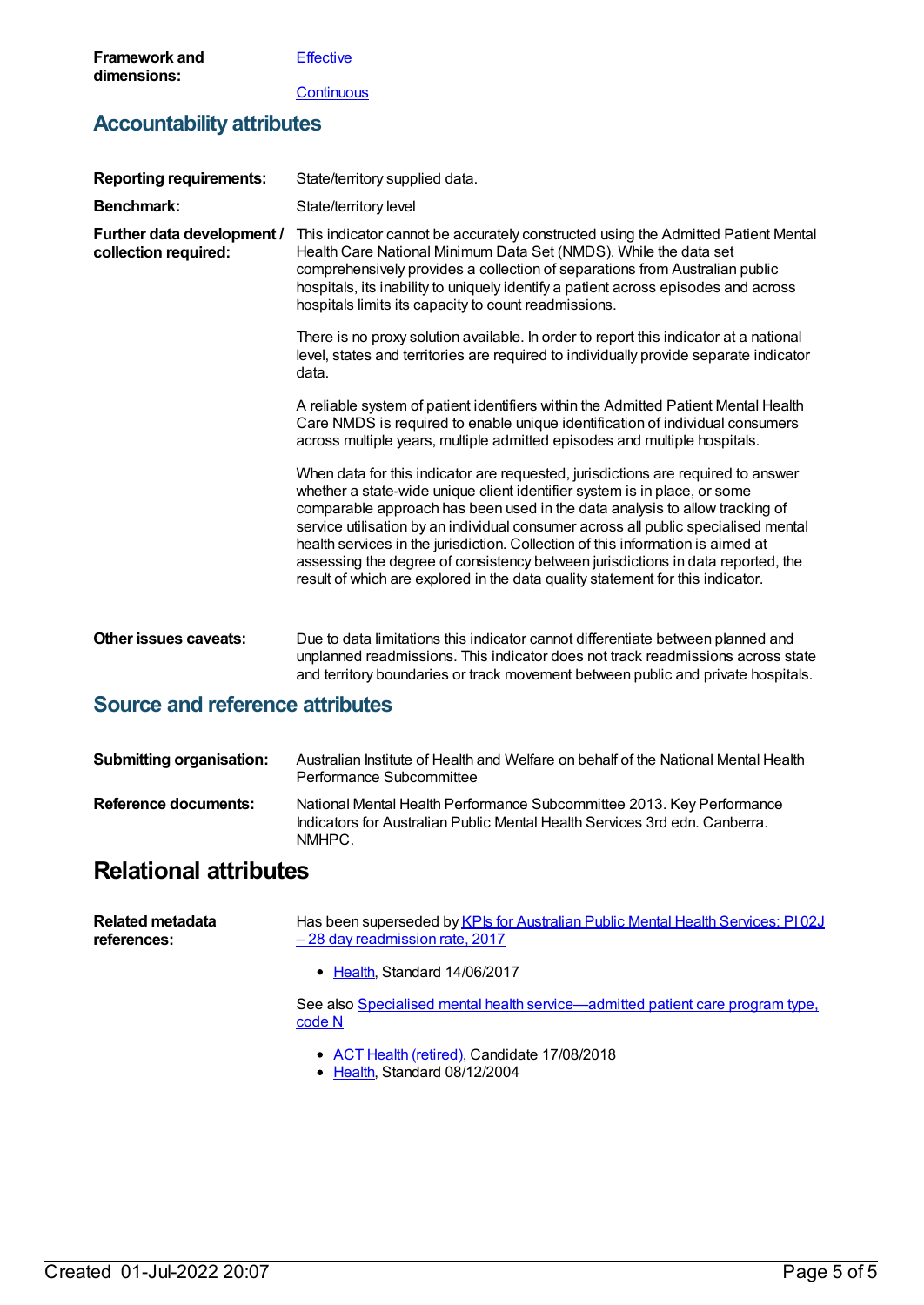**Framework and dimensions:**

[Effective](#)

[Continuous](#)

## Accountability attributes

**Reporting requirements:** State/territory supplied data.

**Benchmark:** State/territory level

**Further data development / collection required:** This indicator cannot be accurately constructed using the Admitted Patient Mental Health Care National Minimum Data Set (NMDS). While the data set comprehensively provides a collection of separations from Australian public hospitals, its inability to uniquely identify a patient across episodes and across hospitals limits its capacity to count readmissions.

There is no proxy solution available. In order to report this indicator at a national level, states and territories are required to individually provide separate indicator data.

A reliable system of patient identifiers within the Admitted Patient Mental Health Care NMDS is required to enable unique identification of individual consumers across multiple years, multiple admitted episodes and multiple hospitals.

When data for this indicator are requested, jurisdictions are required to answer whether a state-wide unique client identifier system is in place, or some comparable approach has been used in the data analysis to allow tracking of service utilisation by an individual consumer across all public specialised mental health services in the jurisdiction. Collection of this information is aimed at assessing the degree of consistency between jurisdictions in data reported, the result of which are explored in the data quality statement for this indicator.

**Other issues caveats:** Due to data limitations this indicator cannot differentiate between planned and unplanned readmissions. This indicator does not track readmissions across state and territory boundaries or track movement between public and private hospitals.

## Source and reference attributes

**Submitting organisation:** Australian Institute of Health and Welfare on behalf of the National Mental Health Performance Subcommittee

**Reference documents:** National Mental Health Performance Subcommittee 2013. Key Performance Indicators for Australian Public Mental Health Services 3rd edn. Canberra. NMHPC.

# Relational attributes

**Related metadata references:**

Has been superseded by [KPIs for Australian Public Mental Health Services: PI 02J – 28 day readmission rate, 2017](#)

- [Health](#), Standard 14/06/2017

See also [Specialised mental health service—admitted patient care program type, code N](#)

- [ACT Health (retired)](#), Candidate 17/08/2018
- [Health](#), Standard 08/12/2004